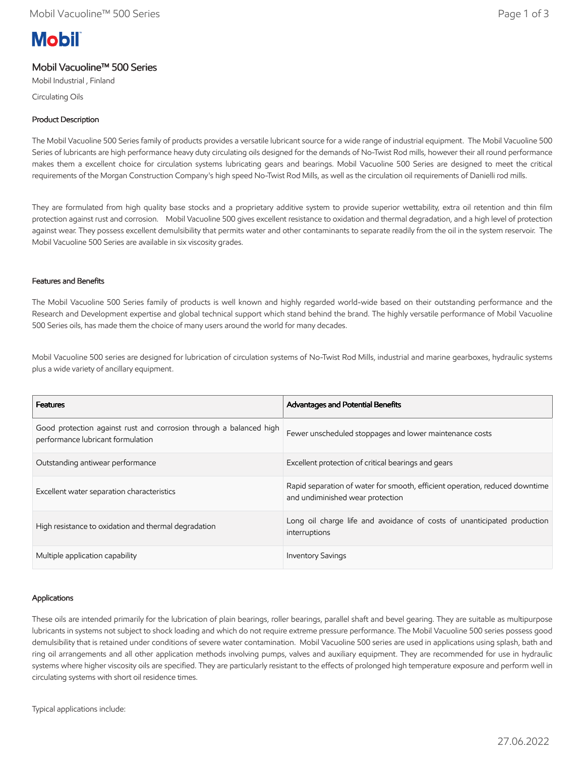# Mobil Vacuoline™ 500 Series

Mobil Industrial , Finland

Circulating Oils

## Product Description

The Mobil Vacuoline 500 Series family of products provides a versatile lubricant source for a wide range of industrial equipment. The Mobil Vacuoline 500 Series of lubricants are high performance heavy duty circulating oils designed for the demands of No-Twist Rod mills, however their all round performance makes them a excellent choice for circulation systems lubricating gears and bearings. Mobil Vacuoline 500 Series are designed to meet the critical requirements of the Morgan Construction Company's high speed No-Twist Rod Mills, as well as the circulation oil requirements of Danielli rod mills.

They are formulated from high quality base stocks and a proprietary additive system to provide superior wettability, extra oil retention and thin film protection against rust and corrosion. Mobil Vacuoline 500 gives excellent resistance to oxidation and thermal degradation, and a high level of protection against wear. They possess excellent demulsibility that permits water and other contaminants to separate readily from the oil in the system reservoir. The Mobil Vacuoline 500 Series are available in six viscosity grades.

## Features and Benefits

The Mobil Vacuoline 500 Series family of products is well known and highly regarded world-wide based on their outstanding performance and the Research and Development expertise and global technical support which stand behind the brand. The highly versatile performance of Mobil Vacuoline 500 Series oils, has made them the choice of many users around the world for many decades.

Mobil Vacuoline 500 series are designed for lubrication of circulation systems of No-Twist Rod Mills, industrial and marine gearboxes, hydraulic systems plus a wide variety of ancillary equipment.

| Features | Advantages and Potential Benefits |
|---|---|
| Good protection against rust and corrosion through a balanced high performance lubricant formulation | Fewer unscheduled stoppages and lower maintenance costs |
| Outstanding antiwear performance | Excellent protection of critical bearings and gears |
| Excellent water separation characteristics | Rapid separation of water for smooth, efficient operation, reduced downtime and undiminished wear protection |
| High resistance to oxidation and thermal degradation | Long oil charge life and avoidance of costs of unanticipated production interruptions |
| Multiple application capability | Inventory Savings |

## Applications

These oils are intended primarily for the lubrication of plain bearings, roller bearings, parallel shaft and bevel gearing. They are suitable as multipurpose lubricants in systems not subject to shock loading and which do not require extreme pressure performance. The Mobil Vacuoline 500 series possess good demulsibility that is retained under conditions of severe water contamination. Mobil Vacuoline 500 series are used in applications using splash, bath and ring oil arrangements and all other application methods involving pumps, valves and auxiliary equipment. They are recommended for use in hydraulic systems where higher viscosity oils are specified. They are particularly resistant to the effects of prolonged high temperature exposure and perform well in circulating systems with short oil residence times.

Typical applications include: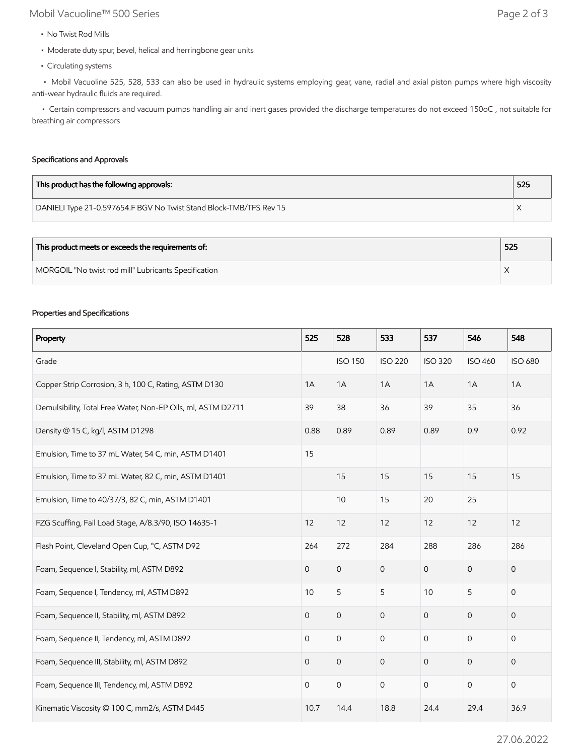- No Twist Rod Mills
- Moderate duty spur, bevel, helical and herringbone gear units
- Circulating systems
- Mobil Vacuoline 525, 528, 533 can also be used in hydraulic systems employing gear, vane, radial and axial piston pumps where high viscosity anti-wear hydraulic fluids are required.
- Certain compressors and vacuum pumps handling air and inert gases provided the discharge temperatures do not exceed 150oC , not suitable for breathing air compressors

### Specifications and Approvals

| This product has the following approvals: | 525 |
|---|---|
| DANIELI Type 21-0.597654.F BGV No Twist Stand Block-TMB/TFS Rev 15 | X |

| This product meets or exceeds the requirements of: | 525 |
|---|---|
| MORGOIL "No twist rod mill" Lubricants Specification | X |

### Properties and Specifications

| Property | 525 | 528 | 533 | 537 | 546 | 548 |
|---|---|---|---|---|---|---|
| Grade | | ISO 150 | ISO 220 | ISO 320 | ISO 460 | ISO 680 |
| Copper Strip Corrosion, 3 h, 100 C, Rating, ASTM D130 | 1A | 1A | 1A | 1A | 1A | 1A |
| Demulsibility, Total Free Water, Non-EP Oils, ml, ASTM D2711 | 39 | 38 | 36 | 39 | 35 | 36 |
| Density @ 15 C, kg/l, ASTM D1298 | 0.88 | 0.89 | 0.89 | 0.89 | 0.9 | 0.92 |
| Emulsion, Time to 37 mL Water, 54 C, min, ASTM D1401 | 15 | | | | | |
| Emulsion, Time to 37 mL Water, 82 C, min, ASTM D1401 | | 15 | 15 | 15 | 15 | 15 |
| Emulsion, Time to 40/37/3, 82 C, min, ASTM D1401 | | 10 | 15 | 20 | 25 | |
| FZG Scuffing, Fail Load Stage, A/8.3/90, ISO 14635-1 | 12 | 12 | 12 | 12 | 12 | 12 |
| Flash Point, Cleveland Open Cup, °C, ASTM D92 | 264 | 272 | 284 | 288 | 286 | 286 |
| Foam, Sequence I, Stability, ml, ASTM D892 | 0 | 0 | 0 | 0 | 0 | 0 |
| Foam, Sequence I, Tendency, ml, ASTM D892 | 10 | 5 | 5 | 10 | 5 | 0 |
| Foam, Sequence II, Stability, ml, ASTM D892 | 0 | 0 | 0 | 0 | 0 | 0 |
| Foam, Sequence II, Tendency, ml, ASTM D892 | 0 | 0 | 0 | 0 | 0 | 0 |
| Foam, Sequence III, Stability, ml, ASTM D892 | 0 | 0 | 0 | 0 | 0 | 0 |
| Foam, Sequence III, Tendency, ml, ASTM D892 | 0 | 0 | 0 | 0 | 0 | 0 |
| Kinematic Viscosity @ 100 C, mm2/s, ASTM D445 | 10.7 | 14.4 | 18.8 | 24.4 | 29.4 | 36.9 |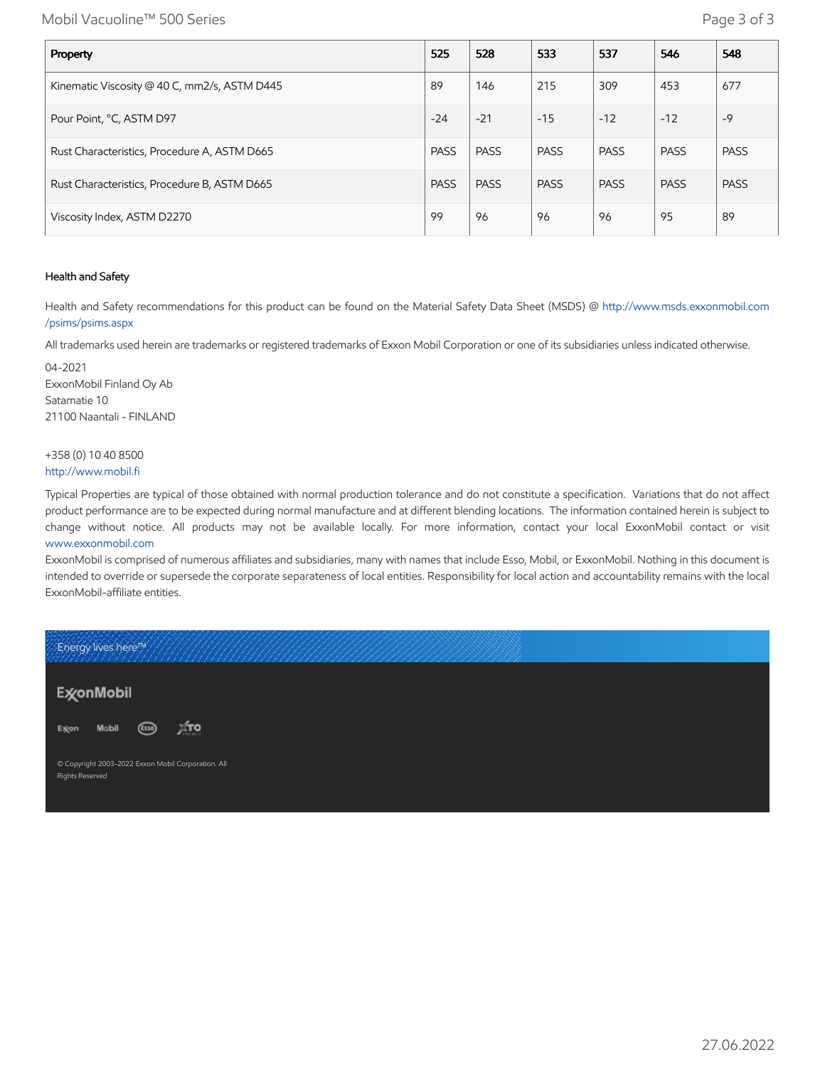| Property | 525 | 528 | 533 | 537 | 546 | 548 |
|---|---|---|---|---|---|---|
| Kinematic Viscosity @ 40 C, mm2/s, ASTM D445 | 89 | 146 | 215 | 309 | 453 | 677 |
| Pour Point, °C, ASTM D97 | -24 | -21 | -15 | -12 | -12 | -9 |
| Rust Characteristics, Procedure A, ASTM D665 | PASS | PASS | PASS | PASS | PASS | PASS |
| Rust Characteristics, Procedure B, ASTM D665 | PASS | PASS | PASS | PASS | PASS | PASS |
| Viscosity Index, ASTM D2270 | 99 | 96 | 96 | 96 | 95 | 89 |

### Health and Safety

Health and Safety recommendations for this product can be found on the Material Safety Data Sheet (MSDS) @ http://www.msds.exxonmobil.com/psims/psims.aspx

All trademarks used herein are trademarks or registered trademarks of Exxon Mobil Corporation or one of its subsidiaries unless indicated otherwise.

04-2021
ExxonMobil Finland Oy Ab
Satamatie 10
21100 Naantali - FINLAND

+358 (0) 10 40 8500
http://www.mobil.fi

Typical Properties are typical of those obtained with normal production tolerance and do not constitute a specification. Variations that do not affect product performance are to be expected during normal manufacture and at different blending locations. The information contained herein is subject to change without notice. All products may not be available locally. For more information, contact your local ExxonMobil contact or visit www.exxonmobil.com

ExxonMobil is comprised of numerous affiliates and subsidiaries, many with names that include Esso, Mobil, or ExxonMobil. Nothing in this document is intended to override or supersede the corporate separateness of local entities. Responsibility for local action and accountability remains with the local ExxonMobil-affiliate entities.

Energy lives here™

ExxonMobil

Exxon Mobil Esso XTO

© Copyright 2003-2022 Exxon Mobil Corporation. All Rights Reserved